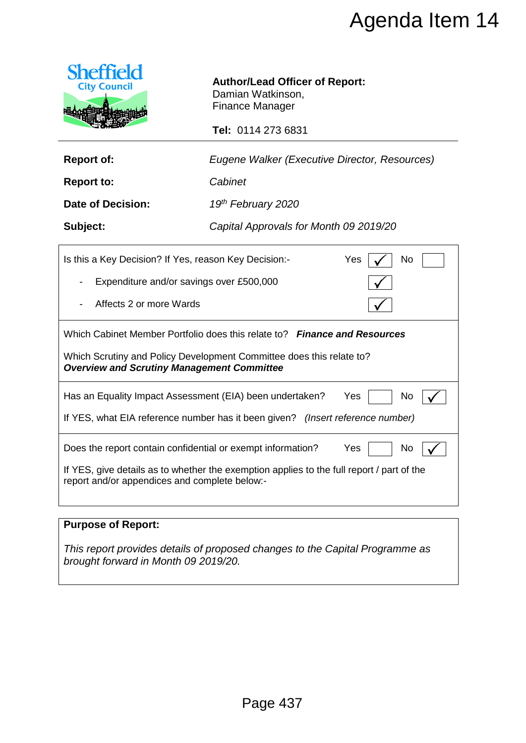# Agenda Item 14

Sheffield City Council

**Author/Lead Officer of Report:** Damian Watkinson, Finance Manager

**Tel:** 0114 273 6831

| | |
|---|---|
| **Report of:** | *Eugene Walker (Executive Director, Resources)* |
| **Report to:** | *Cabinet* |
| **Date of Decision:** | *19th February 2020* |
| **Subject:** | *Capital Approvals for Month 09 2019/20* |

| | |
|---|---|
| Is this a Key Decision? If Yes, reason Key Decision:- | Yes ✓ No ☐ |
| - Expenditure and/or savings over £500,000 | ✓ |
| - Affects 2 or more Wards | ✓ |

Which Cabinet Member Portfolio does this relate to? ***Finance and Resources***

Which Scrutiny and Policy Development Committee does this relate to? ***Overview and Scrutiny Management Committee***

Has an Equality Impact Assessment (EIA) been undertaken? Yes ☐ No ✓

If YES, what EIA reference number has it been given? *(Insert reference number)*

Does the report contain confidential or exempt information? Yes ☐ No ✓

If YES, give details as to whether the exemption applies to the full report / part of the report and/or appendices and complete below:-

**Purpose of Report:**

*This report provides details of proposed changes to the Capital Programme as brought forward in Month 09 2019/20.*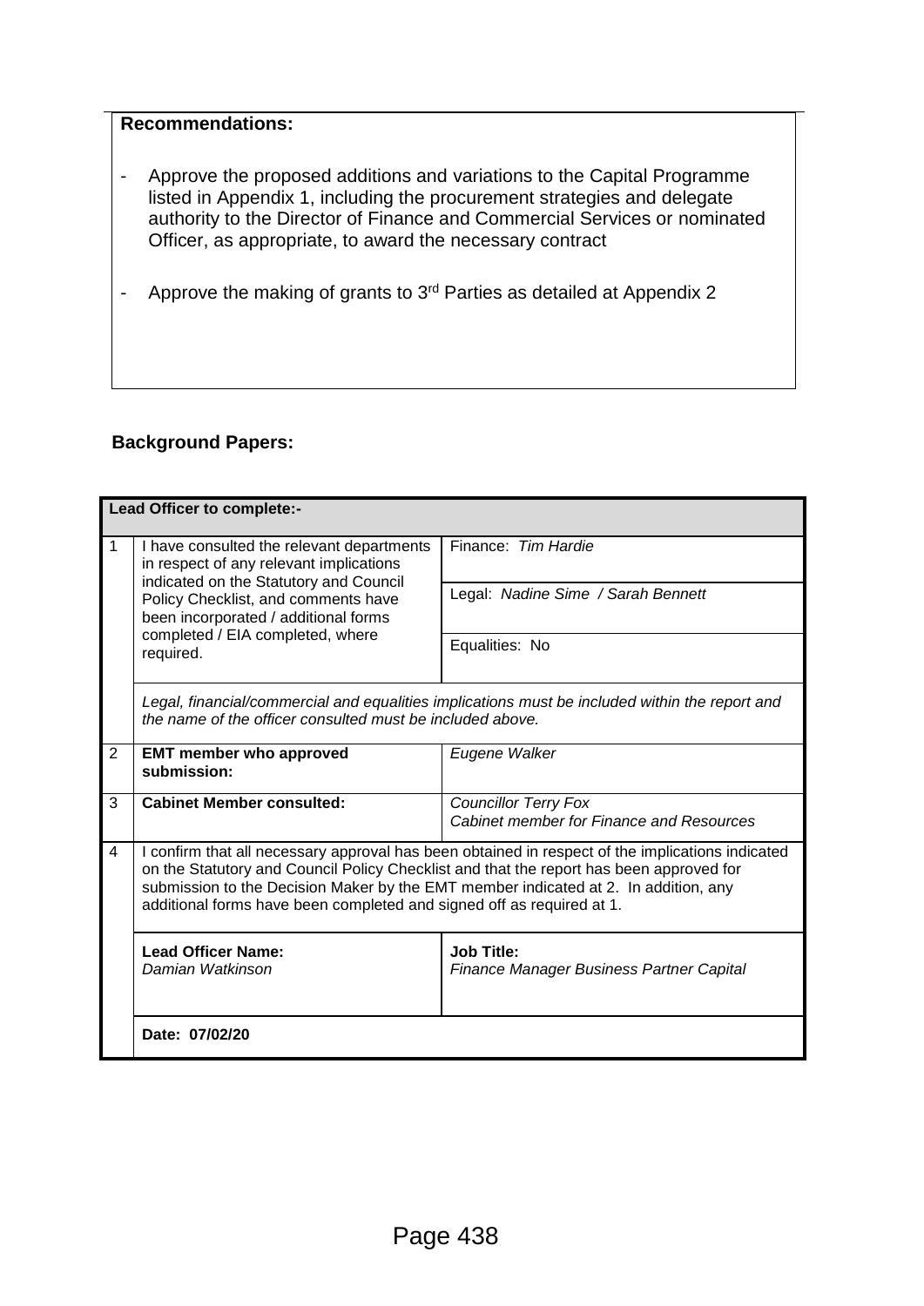**Recommendations:**

- Approve the proposed additions and variations to the Capital Programme listed in Appendix 1, including the procurement strategies and delegate authority to the Director of Finance and Commercial Services or nominated Officer, as appropriate, to award the necessary contract
- Approve the making of grants to 3rd Parties as detailed at Appendix 2

**Background Papers:**

| **Lead Officer to complete:-** | | |
|---|---|---|
| 1 | I have consulted the relevant departments in respect of any relevant implications indicated on the Statutory and Council Policy Checklist, and comments have been incorporated / additional forms completed / EIA completed, where required. | Finance: *Tim Hardie* |
| | | Legal: *Nadine Sime / Sarah Bennett* |
| | | Equalities: No |
| | *Legal, financial/commercial and equalities implications must be included within the report and the name of the officer consulted must be included above.* | |
| 2 | **EMT member who approved submission:** | *Eugene Walker* |
| 3 | **Cabinet Member consulted:** | *Councillor Terry Fox* *Cabinet member for Finance and Resources* |
| 4 | I confirm that all necessary approval has been obtained in respect of the implications indicated on the Statutory and Council Policy Checklist and that the report has been approved for submission to the Decision Maker by the EMT member indicated at 2. In addition, any additional forms have been completed and signed off as required at 1. | |
| | **Lead Officer Name:** *Damian Watkinson* | **Job Title:** *Finance Manager Business Partner Capital* |
| | **Date: 07/02/20** | |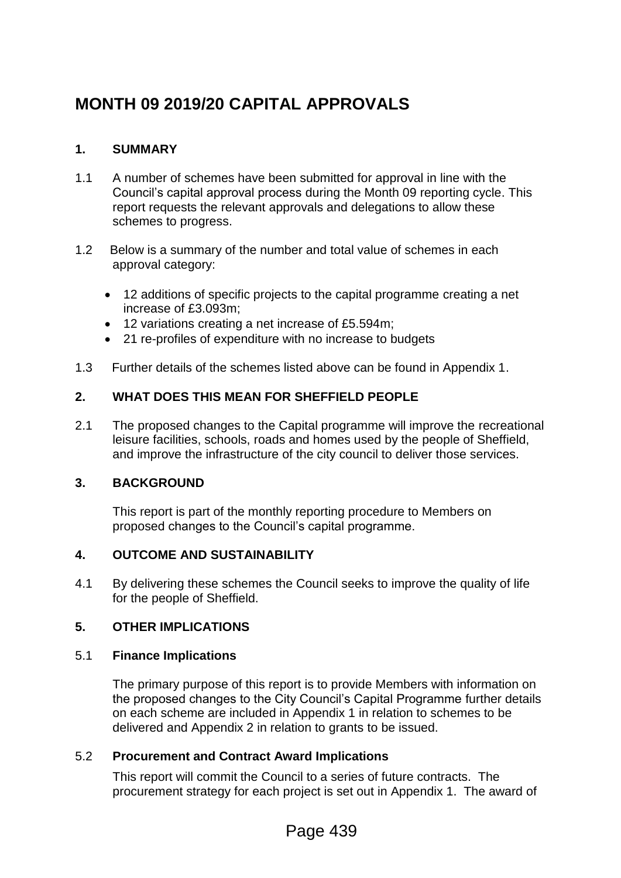# MONTH 09 2019/20 CAPITAL APPROVALS

## 1. SUMMARY

1.1 A number of schemes have been submitted for approval in line with the Council's capital approval process during the Month 09 reporting cycle. This report requests the relevant approvals and delegations to allow these schemes to progress.

1.2 Below is a summary of the number and total value of schemes in each approval category:

- 12 additions of specific projects to the capital programme creating a net increase of £3.093m;
- 12 variations creating a net increase of £5.594m;
- 21 re-profiles of expenditure with no increase to budgets

1.3 Further details of the schemes listed above can be found in Appendix 1.

## 2. WHAT DOES THIS MEAN FOR SHEFFIELD PEOPLE

2.1 The proposed changes to the Capital programme will improve the recreational leisure facilities, schools, roads and homes used by the people of Sheffield, and improve the infrastructure of the city council to deliver those services.

## 3. BACKGROUND

This report is part of the monthly reporting procedure to Members on proposed changes to the Council's capital programme.

## 4. OUTCOME AND SUSTAINABILITY

4.1 By delivering these schemes the Council seeks to improve the quality of life for the people of Sheffield.

## 5. OTHER IMPLICATIONS

### 5.1 Finance Implications

The primary purpose of this report is to provide Members with information on the proposed changes to the City Council's Capital Programme further details on each scheme are included in Appendix 1 in relation to schemes to be delivered and Appendix 2 in relation to grants to be issued.

### 5.2 Procurement and Contract Award Implications

This report will commit the Council to a series of future contracts. The procurement strategy for each project is set out in Appendix 1. The award of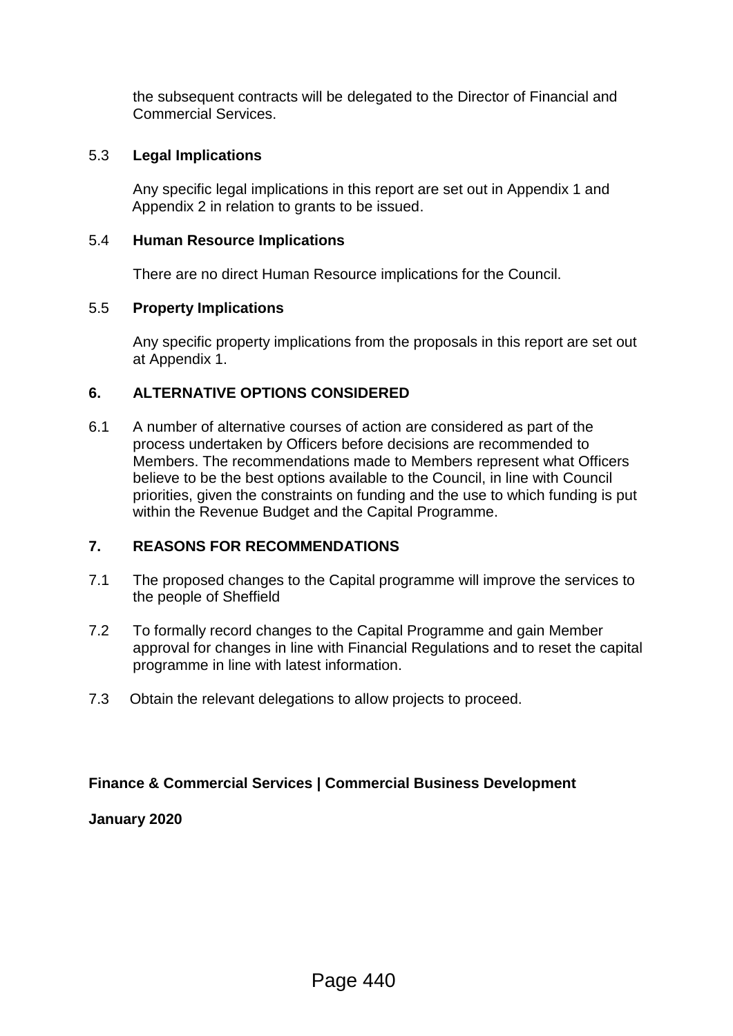the subsequent contracts will be delegated to the Director of Financial and Commercial Services.

5.3 **Legal Implications**

Any specific legal implications in this report are set out in Appendix 1 and Appendix 2 in relation to grants to be issued.

5.4 **Human Resource Implications**

There are no direct Human Resource implications for the Council.

5.5 **Property Implications**

Any specific property implications from the proposals in this report are set out at Appendix 1.

## 6. ALTERNATIVE OPTIONS CONSIDERED

6.1 A number of alternative courses of action are considered as part of the process undertaken by Officers before decisions are recommended to Members. The recommendations made to Members represent what Officers believe to be the best options available to the Council, in line with Council priorities, given the constraints on funding and the use to which funding is put within the Revenue Budget and the Capital Programme.

## 7. REASONS FOR RECOMMENDATIONS

7.1 The proposed changes to the Capital programme will improve the services to the people of Sheffield

7.2 To formally record changes to the Capital Programme and gain Member approval for changes in line with Financial Regulations and to reset the capital programme in line with latest information.

7.3 Obtain the relevant delegations to allow projects to proceed.

**Finance & Commercial Services | Commercial Business Development**

**January 2020**